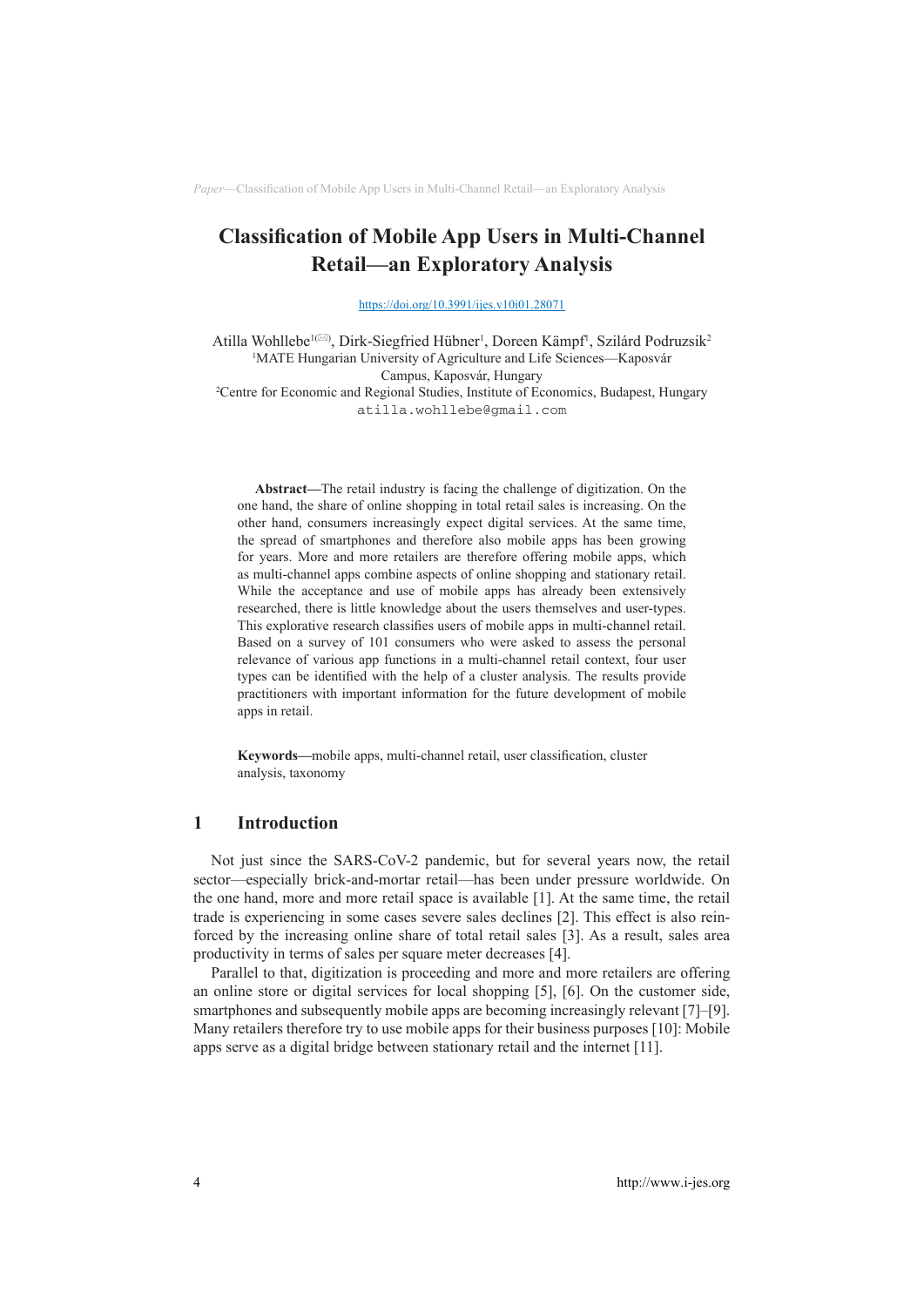# Classification of Mobile App Users in Multi-Channel Retail—an Exploratory Analysis

https://doi.org/10.3991/ijes.v10i01.28071

Atilla Wohllebe[1](✉), Dirk-Siegfried Hübner[1], Doreen Kämpf[1], Szilárd Podruzsik[2]

[1]MATE Hungarian University of Agriculture and Life Sciences—Kaposvár Campus, Kaposvár, Hungary

[2]Centre for Economic and Regional Studies, Institute of Economics, Budapest, Hungary

atilla.wohllebe@gmail.com

**Abstract—**The retail industry is facing the challenge of digitization. On the one hand, the share of online shopping in total retail sales is increasing. On the other hand, consumers increasingly expect digital services. At the same time, the spread of smartphones and therefore also mobile apps has been growing for years. More and more retailers are therefore offering mobile apps, which as multi-channel apps combine aspects of online shopping and stationary retail. While the acceptance and use of mobile apps has already been extensively researched, there is little knowledge about the users themselves and user-types. This explorative research classifies users of mobile apps in multi-channel retail. Based on a survey of 101 consumers who were asked to assess the personal relevance of various app functions in a multi-channel retail context, four user types can be identified with the help of a cluster analysis. The results provide practitioners with important information for the future development of mobile apps in retail.

**Keywords—**mobile apps, multi-channel retail, user classification, cluster analysis, taxonomy

## 1 Introduction

Not just since the SARS-CoV-2 pandemic, but for several years now, the retail sector—especially brick-and-mortar retail—has been under pressure worldwide. On the one hand, more and more retail space is available [1]. At the same time, the retail trade is experiencing in some cases severe sales declines [2]. This effect is also reinforced by the increasing online share of total retail sales [3]. As a result, sales area productivity in terms of sales per square meter decreases [4].

Parallel to that, digitization is proceeding and more and more retailers are offering an online store or digital services for local shopping [5], [6]. On the customer side, smartphones and subsequently mobile apps are becoming increasingly relevant [7]–[9]. Many retailers therefore try to use mobile apps for their business purposes [10]: Mobile apps serve as a digital bridge between stationary retail and the internet [11].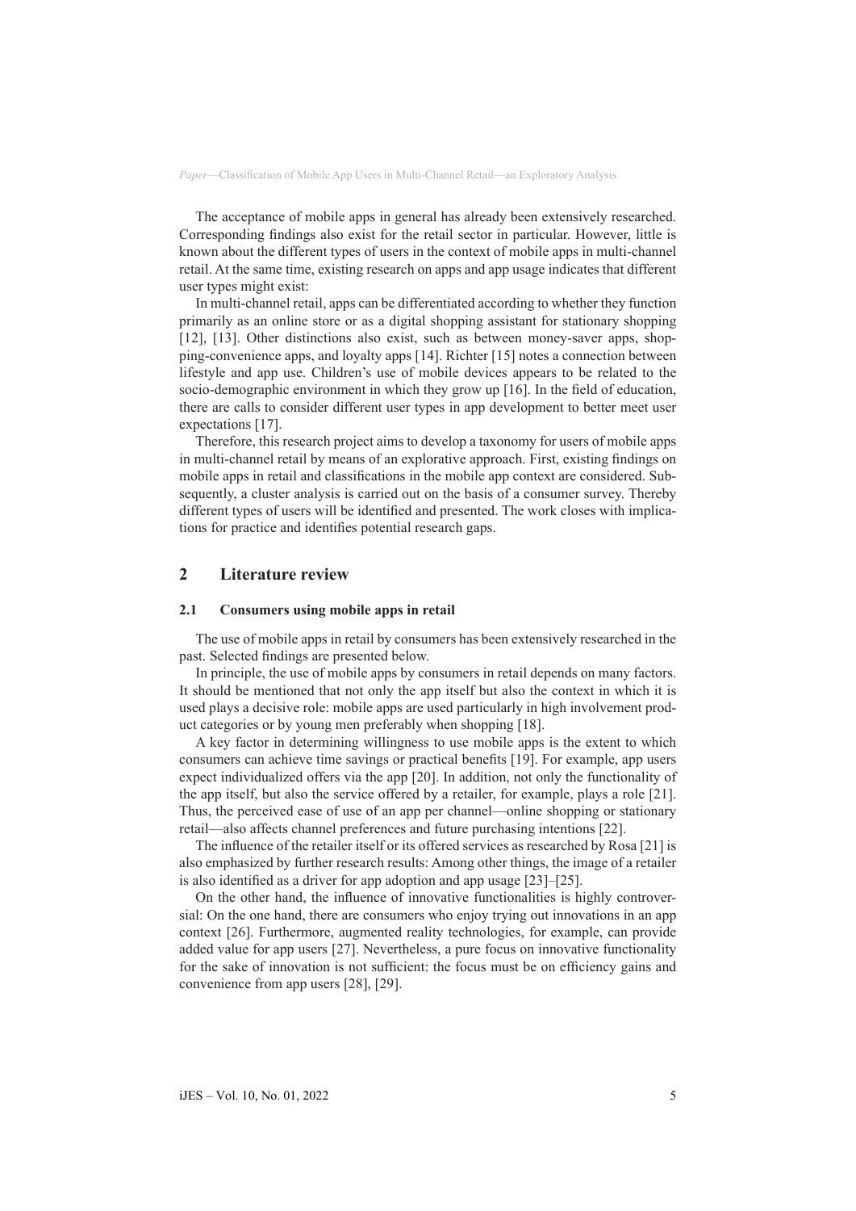The acceptance of mobile apps in general has already been extensively researched. Corresponding findings also exist for the retail sector in particular. However, little is known about the different types of users in the context of mobile apps in multi-channel retail. At the same time, existing research on apps and app usage indicates that different user types might exist:

In multi-channel retail, apps can be differentiated according to whether they function primarily as an online store or as a digital shopping assistant for stationary shopping [12], [13]. Other distinctions also exist, such as between money-saver apps, shopping-convenience apps, and loyalty apps [14]. Richter [15] notes a connection between lifestyle and app use. Children's use of mobile devices appears to be related to the socio-demographic environment in which they grow up [16]. In the field of education, there are calls to consider different user types in app development to better meet user expectations [17].

Therefore, this research project aims to develop a taxonomy for users of mobile apps in multi-channel retail by means of an explorative approach. First, existing findings on mobile apps in retail and classifications in the mobile app context are considered. Subsequently, a cluster analysis is carried out on the basis of a consumer survey. Thereby different types of users will be identified and presented. The work closes with implications for practice and identifies potential research gaps.

## 2 Literature review

### 2.1 Consumers using mobile apps in retail

The use of mobile apps in retail by consumers has been extensively researched in the past. Selected findings are presented below.

In principle, the use of mobile apps by consumers in retail depends on many factors. It should be mentioned that not only the app itself but also the context in which it is used plays a decisive role: mobile apps are used particularly in high involvement product categories or by young men preferably when shopping [18].

A key factor in determining willingness to use mobile apps is the extent to which consumers can achieve time savings or practical benefits [19]. For example, app users expect individualized offers via the app [20]. In addition, not only the functionality of the app itself, but also the service offered by a retailer, for example, plays a role [21]. Thus, the perceived ease of use of an app per channel—online shopping or stationary retail—also affects channel preferences and future purchasing intentions [22].

The influence of the retailer itself or its offered services as researched by Rosa [21] is also emphasized by further research results: Among other things, the image of a retailer is also identified as a driver for app adoption and app usage [23]–[25].

On the other hand, the influence of innovative functionalities is highly controversial: On the one hand, there are consumers who enjoy trying out innovations in an app context [26]. Furthermore, augmented reality technologies, for example, can provide added value for app users [27]. Nevertheless, a pure focus on innovative functionality for the sake of innovation is not sufficient: the focus must be on efficiency gains and convenience from app users [28], [29].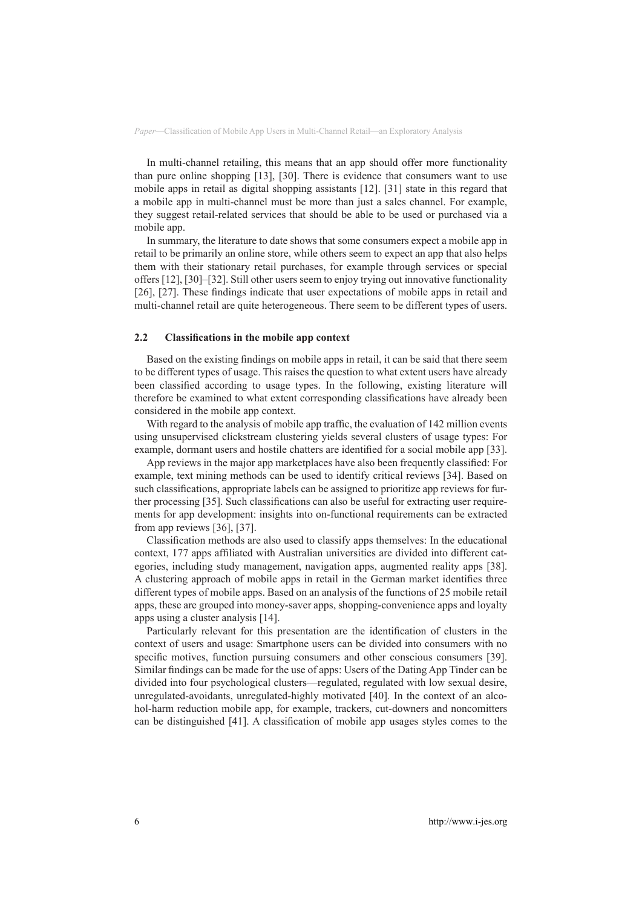In multi-channel retailing, this means that an app should offer more functionality than pure online shopping [13], [30]. There is evidence that consumers want to use mobile apps in retail as digital shopping assistants [12]. [31] state in this regard that a mobile app in multi-channel must be more than just a sales channel. For example, they suggest retail-related services that should be able to be used or purchased via a mobile app.

In summary, the literature to date shows that some consumers expect a mobile app in retail to be primarily an online store, while others seem to expect an app that also helps them with their stationary retail purchases, for example through services or special offers [12], [30]–[32]. Still other users seem to enjoy trying out innovative functionality [26], [27]. These findings indicate that user expectations of mobile apps in retail and multi-channel retail are quite heterogeneous. There seem to be different types of users.

### 2.2 Classifications in the mobile app context

Based on the existing findings on mobile apps in retail, it can be said that there seem to be different types of usage. This raises the question to what extent users have already been classified according to usage types. In the following, existing literature will therefore be examined to what extent corresponding classifications have already been considered in the mobile app context.

With regard to the analysis of mobile app traffic, the evaluation of 142 million events using unsupervised clickstream clustering yields several clusters of usage types: For example, dormant users and hostile chatters are identified for a social mobile app [33].

App reviews in the major app marketplaces have also been frequently classified: For example, text mining methods can be used to identify critical reviews [34]. Based on such classifications, appropriate labels can be assigned to prioritize app reviews for further processing [35]. Such classifications can also be useful for extracting user requirements for app development: insights into on-functional requirements can be extracted from app reviews [36], [37].

Classification methods are also used to classify apps themselves: In the educational context, 177 apps affiliated with Australian universities are divided into different categories, including study management, navigation apps, augmented reality apps [38]. A clustering approach of mobile apps in retail in the German market identifies three different types of mobile apps. Based on an analysis of the functions of 25 mobile retail apps, these are grouped into money-saver apps, shopping-convenience apps and loyalty apps using a cluster analysis [14].

Particularly relevant for this presentation are the identification of clusters in the context of users and usage: Smartphone users can be divided into consumers with no specific motives, function pursuing consumers and other conscious consumers [39]. Similar findings can be made for the use of apps: Users of the Dating App Tinder can be divided into four psychological clusters—regulated, regulated with low sexual desire, unregulated-avoidants, unregulated-highly motivated [40]. In the context of an alcohol-harm reduction mobile app, for example, trackers, cut-downers and noncomitters can be distinguished [41]. A classification of mobile app usages styles comes to the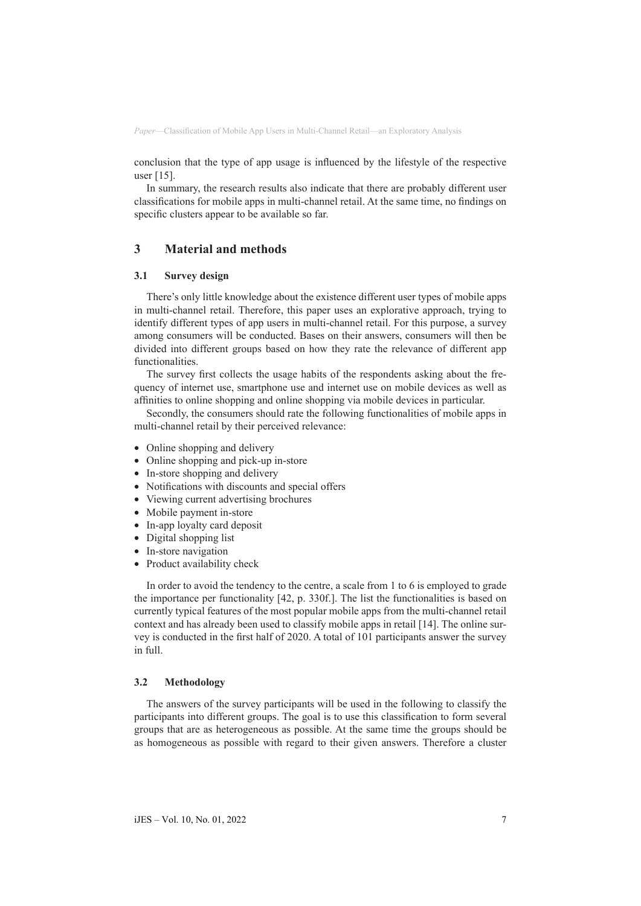conclusion that the type of app usage is influenced by the lifestyle of the respective user [15].

In summary, the research results also indicate that there are probably different user classifications for mobile apps in multi-channel retail. At the same time, no findings on specific clusters appear to be available so far.

## 3 Material and methods

### 3.1 Survey design

There's only little knowledge about the existence different user types of mobile apps in multi-channel retail. Therefore, this paper uses an explorative approach, trying to identify different types of app users in multi-channel retail. For this purpose, a survey among consumers will be conducted. Bases on their answers, consumers will then be divided into different groups based on how they rate the relevance of different app functionalities.

The survey first collects the usage habits of the respondents asking about the frequency of internet use, smartphone use and internet use on mobile devices as well as affinities to online shopping and online shopping via mobile devices in particular.

Secondly, the consumers should rate the following functionalities of mobile apps in multi-channel retail by their perceived relevance:

- Online shopping and delivery
- Online shopping and pick-up in-store
- In-store shopping and delivery
- Notifications with discounts and special offers
- Viewing current advertising brochures
- Mobile payment in-store
- In-app loyalty card deposit
- Digital shopping list
- In-store navigation
- Product availability check

In order to avoid the tendency to the centre, a scale from 1 to 6 is employed to grade the importance per functionality [42, p. 330f.]. The list the functionalities is based on currently typical features of the most popular mobile apps from the multi-channel retail context and has already been used to classify mobile apps in retail [14]. The online survey is conducted in the first half of 2020. A total of 101 participants answer the survey in full.

### 3.2 Methodology

The answers of the survey participants will be used in the following to classify the participants into different groups. The goal is to use this classification to form several groups that are as heterogeneous as possible. At the same time the groups should be as homogeneous as possible with regard to their given answers. Therefore a cluster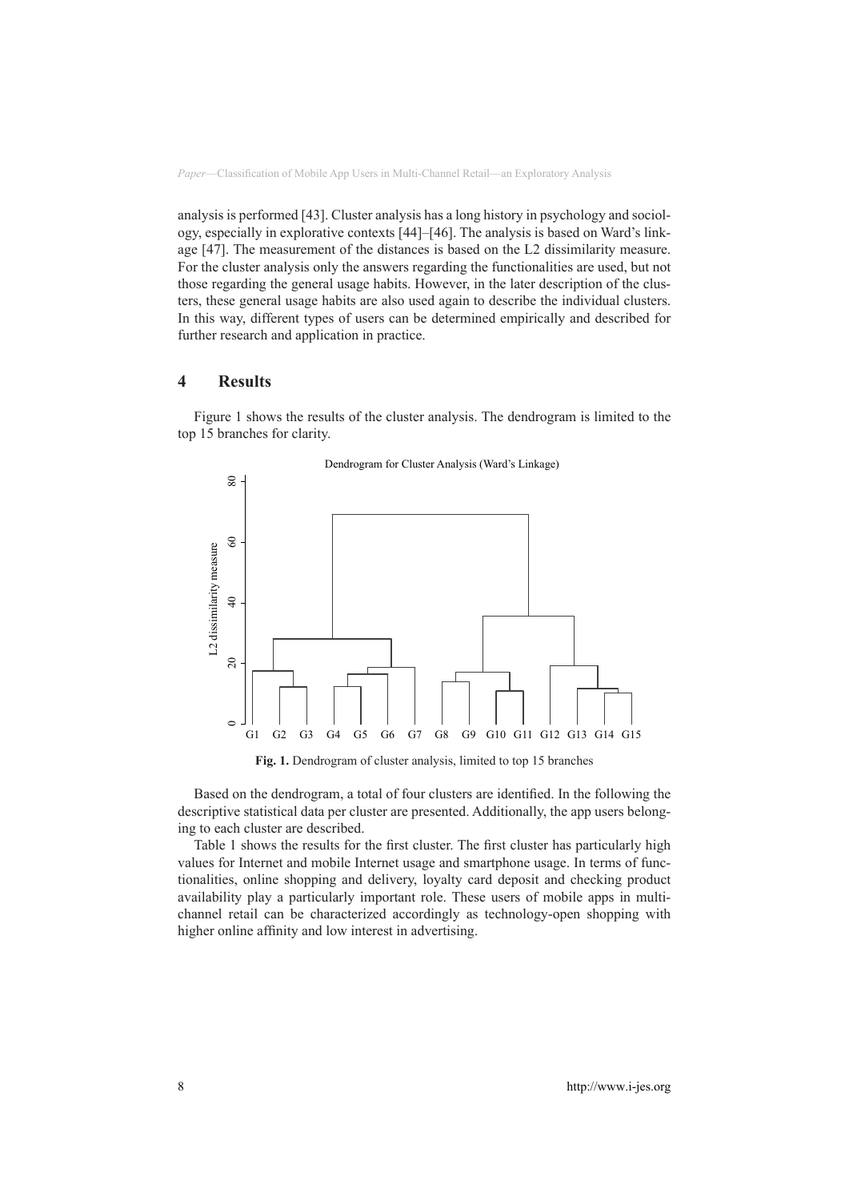analysis is performed [43]. Cluster analysis has a long history in psychology and sociology, especially in explorative contexts [44]–[46]. The analysis is based on Ward's linkage [47]. The measurement of the distances is based on the L2 dissimilarity measure. For the cluster analysis only the answers regarding the functionalities are used, but not those regarding the general usage habits. However, in the later description of the clusters, these general usage habits are also used again to describe the individual clusters. In this way, different types of users can be determined empirically and described for further research and application in practice.

## 4 Results

Figure 1 shows the results of the cluster analysis. The dendrogram is limited to the top 15 branches for clarity.

**Fig. 1.** Dendrogram of cluster analysis, limited to top 15 branches

Based on the dendrogram, a total of four clusters are identified. In the following the descriptive statistical data per cluster are presented. Additionally, the app users belonging to each cluster are described.

Table 1 shows the results for the first cluster. The first cluster has particularly high values for Internet and mobile Internet usage and smartphone usage. In terms of functionalities, online shopping and delivery, loyalty card deposit and checking product availability play a particularly important role. These users of mobile apps in multichannel retail can be characterized accordingly as technology-open shopping with higher online affinity and low interest in advertising.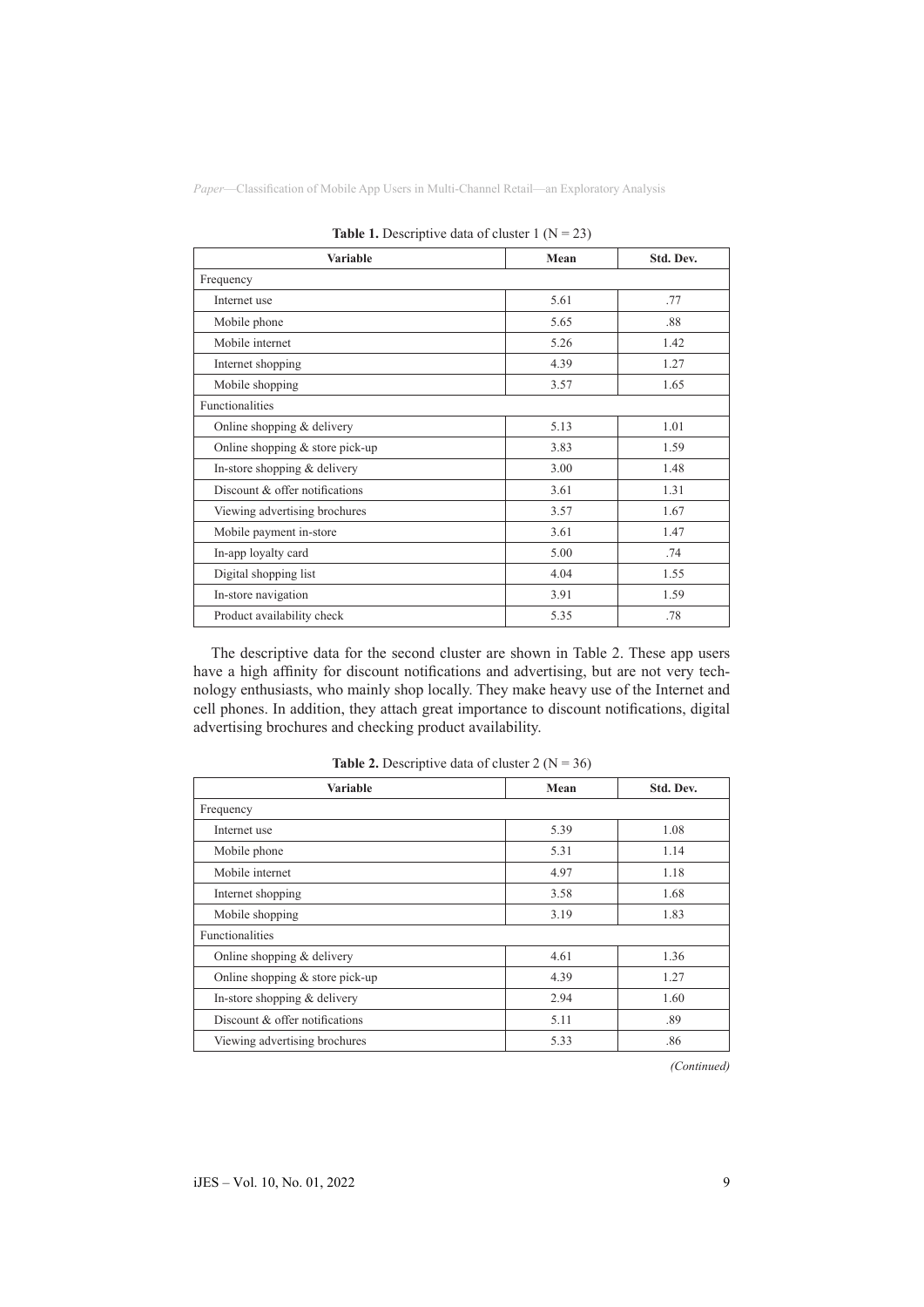**Table 1.** Descriptive data of cluster 1 ($N = 23$)

| Variable | Mean | Std. Dev. |
|---|---|---|
| Frequency | | |
| Internet use | 5.61 | .77 |
| Mobile phone | 5.65 | .88 |
| Mobile internet | 5.26 | 1.42 |
| Internet shopping | 4.39 | 1.27 |
| Mobile shopping | 3.57 | 1.65 |
| Functionalities | | |
| Online shopping & delivery | 5.13 | 1.01 |
| Online shopping & store pick-up | 3.83 | 1.59 |
| In-store shopping & delivery | 3.00 | 1.48 |
| Discount & offer notifications | 3.61 | 1.31 |
| Viewing advertising brochures | 3.57 | 1.67 |
| Mobile payment in-store | 3.61 | 1.47 |
| In-app loyalty card | 5.00 | .74 |
| Digital shopping list | 4.04 | 1.55 |
| In-store navigation | 3.91 | 1.59 |
| Product availability check | 5.35 | .78 |

The descriptive data for the second cluster are shown in Table 2. These app users have a high affinity for discount notifications and advertising, but are not very technology enthusiasts, who mainly shop locally. They make heavy use of the Internet and cell phones. In addition, they attach great importance to discount notifications, digital advertising brochures and checking product availability.

**Table 2.** Descriptive data of cluster 2 ($N = 36$)

| Variable | Mean | Std. Dev. |
|---|---|---|
| Frequency | | |
| Internet use | 5.39 | 1.08 |
| Mobile phone | 5.31 | 1.14 |
| Mobile internet | 4.97 | 1.18 |
| Internet shopping | 3.58 | 1.68 |
| Mobile shopping | 3.19 | 1.83 |
| Functionalities | | |
| Online shopping & delivery | 4.61 | 1.36 |
| Online shopping & store pick-up | 4.39 | 1.27 |
| In-store shopping & delivery | 2.94 | 1.60 |
| Discount & offer notifications | 5.11 | .89 |
| Viewing advertising brochures | 5.33 | .86 |

*(Continued)*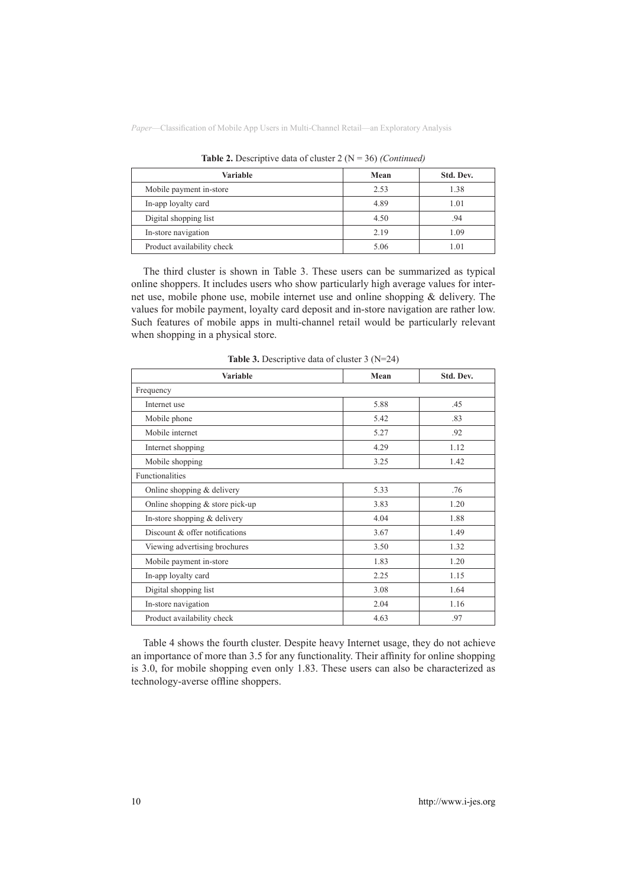**Table 2.** Descriptive data of cluster 2 (N = 36) *(Continued)*

| Variable | Mean | Std. Dev. |
|---|---|---|
| Mobile payment in-store | 2.53 | 1.38 |
| In-app loyalty card | 4.89 | 1.01 |
| Digital shopping list | 4.50 | .94 |
| In-store navigation | 2.19 | 1.09 |
| Product availability check | 5.06 | 1.01 |

The third cluster is shown in Table 3. These users can be summarized as typical online shoppers. It includes users who show particularly high average values for internet use, mobile phone use, mobile internet use and online shopping & delivery. The values for mobile payment, loyalty card deposit and in-store navigation are rather low. Such features of mobile apps in multi-channel retail would be particularly relevant when shopping in a physical store.

**Table 3.** Descriptive data of cluster 3 (N=24)

| Variable | Mean | Std. Dev. |
|---|---|---|
| Frequency | | |
| Internet use | 5.88 | .45 |
| Mobile phone | 5.42 | .83 |
| Mobile internet | 5.27 | .92 |
| Internet shopping | 4.29 | 1.12 |
| Mobile shopping | 3.25 | 1.42 |
| Functionalities | | |
| Online shopping & delivery | 5.33 | .76 |
| Online shopping & store pick-up | 3.83 | 1.20 |
| In-store shopping & delivery | 4.04 | 1.88 |
| Discount & offer notifications | 3.67 | 1.49 |
| Viewing advertising brochures | 3.50 | 1.32 |
| Mobile payment in-store | 1.83 | 1.20 |
| In-app loyalty card | 2.25 | 1.15 |
| Digital shopping list | 3.08 | 1.64 |
| In-store navigation | 2.04 | 1.16 |
| Product availability check | 4.63 | .97 |

Table 4 shows the fourth cluster. Despite heavy Internet usage, they do not achieve an importance of more than 3.5 for any functionality. Their affinity for online shopping is 3.0, for mobile shopping even only 1.83. These users can also be characterized as technology-averse offline shoppers.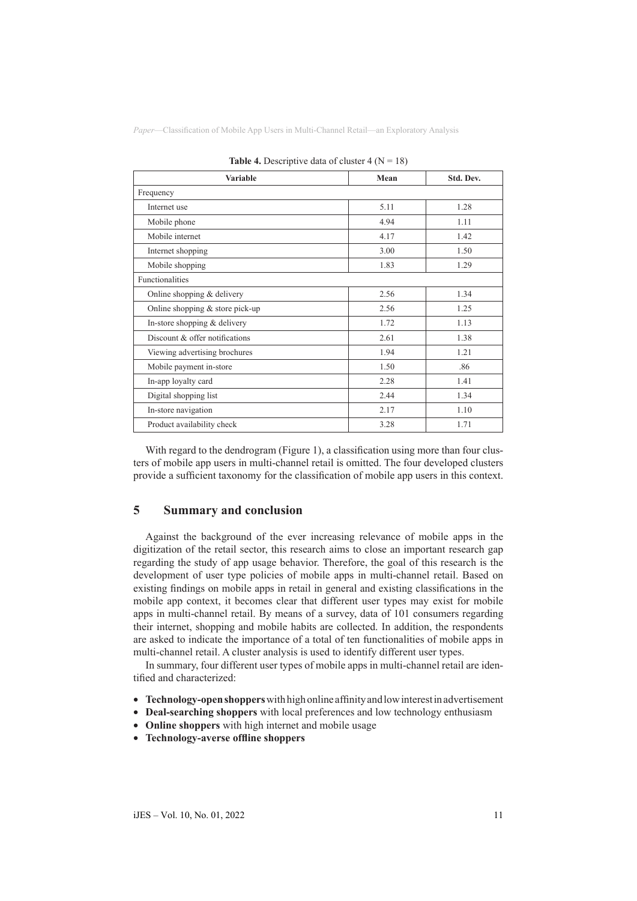**Table 4.** Descriptive data of cluster 4 (N = 18)

| Variable | Mean | Std. Dev. |
|---|---|---|
| Frequency | | |
| Internet use | 5.11 | 1.28 |
| Mobile phone | 4.94 | 1.11 |
| Mobile internet | 4.17 | 1.42 |
| Internet shopping | 3.00 | 1.50 |
| Mobile shopping | 1.83 | 1.29 |
| Functionalities | | |
| Online shopping & delivery | 2.56 | 1.34 |
| Online shopping & store pick-up | 2.56 | 1.25 |
| In-store shopping & delivery | 1.72 | 1.13 |
| Discount & offer notifications | 2.61 | 1.38 |
| Viewing advertising brochures | 1.94 | 1.21 |
| Mobile payment in-store | 1.50 | .86 |
| In-app loyalty card | 2.28 | 1.41 |
| Digital shopping list | 2.44 | 1.34 |
| In-store navigation | 2.17 | 1.10 |
| Product availability check | 3.28 | 1.71 |

With regard to the dendrogram (Figure 1), a classification using more than four clusters of mobile app users in multi-channel retail is omitted. The four developed clusters provide a sufficient taxonomy for the classification of mobile app users in this context.

## 5 Summary and conclusion

Against the background of the ever increasing relevance of mobile apps in the digitization of the retail sector, this research aims to close an important research gap regarding the study of app usage behavior. Therefore, the goal of this research is the development of user type policies of mobile apps in multi-channel retail. Based on existing findings on mobile apps in retail in general and existing classifications in the mobile app context, it becomes clear that different user types may exist for mobile apps in multi-channel retail. By means of a survey, data of 101 consumers regarding their internet, shopping and mobile habits are collected. In addition, the respondents are asked to indicate the importance of a total of ten functionalities of mobile apps in multi-channel retail. A cluster analysis is used to identify different user types.

In summary, four different user types of mobile apps in multi-channel retail are identified and characterized:

- **Technology-open shoppers** with high online affinity and low interest in advertisement
- **Deal-searching shoppers** with local preferences and low technology enthusiasm
- **Online shoppers** with high internet and mobile usage
- **Technology-averse offline shoppers**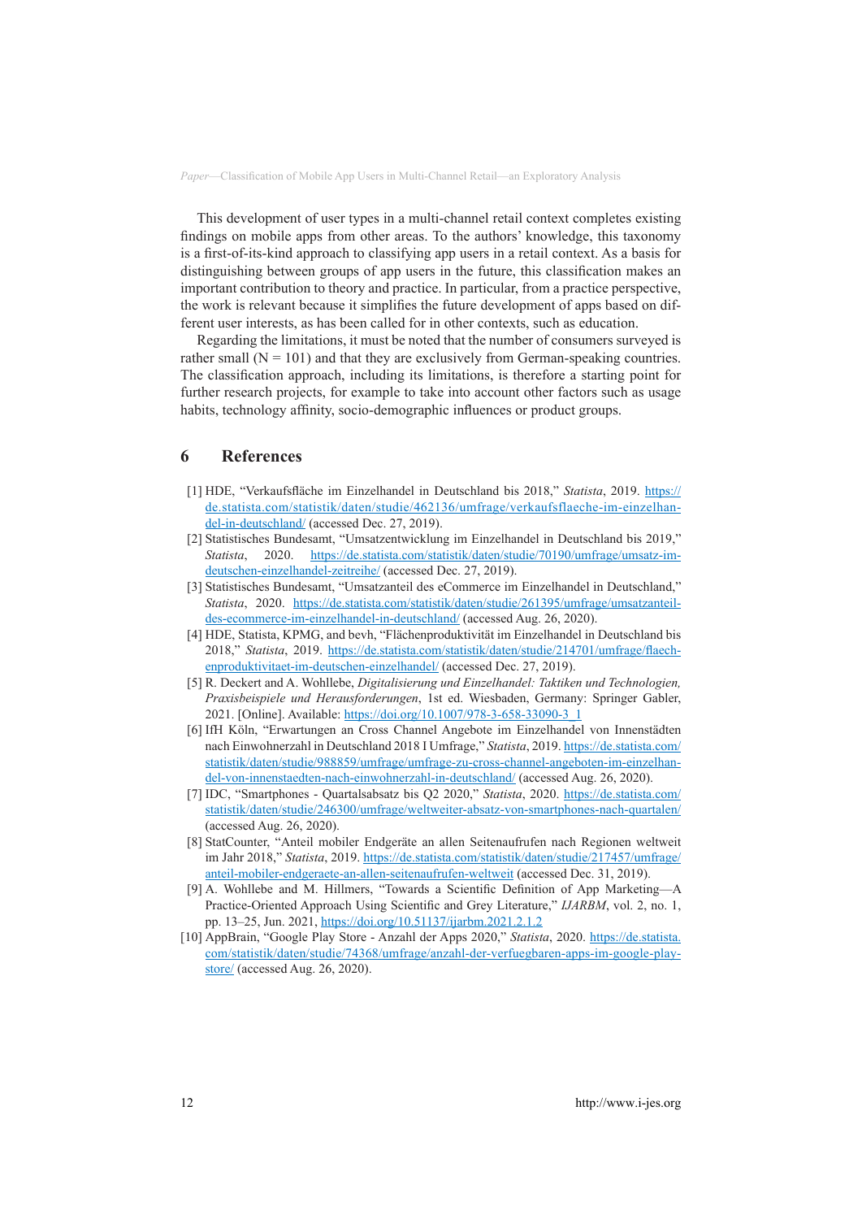This development of user types in a multi-channel retail context completes existing findings on mobile apps from other areas. To the authors' knowledge, this taxonomy is a first-of-its-kind approach to classifying app users in a retail context. As a basis for distinguishing between groups of app users in the future, this classification makes an important contribution to theory and practice. In particular, from a practice perspective, the work is relevant because it simplifies the future development of apps based on different user interests, as has been called for in other contexts, such as education.

Regarding the limitations, it must be noted that the number of consumers surveyed is rather small (N = 101) and that they are exclusively from German-speaking countries. The classification approach, including its limitations, is therefore a starting point for further research projects, for example to take into account other factors such as usage habits, technology affinity, socio-demographic influences or product groups.

## 6 References

[1] HDE, "Verkaufsfläche im Einzelhandel in Deutschland bis 2018," *Statista*, 2019. https://de.statista.com/statistik/daten/studie/462136/umfrage/verkaufsflaeche-im-einzelhandel-in-deutschland/ (accessed Dec. 27, 2019).

[2] Statistisches Bundesamt, "Umsatzentwicklung im Einzelhandel in Deutschland bis 2019," *Statista*, 2020. https://de.statista.com/statistik/daten/studie/70190/umfrage/umsatz-im-deutschen-einzelhandel-zeitreihe/ (accessed Dec. 27, 2019).

[3] Statistisches Bundesamt, "Umsatzanteil des eCommerce im Einzelhandel in Deutschland," *Statista*, 2020. https://de.statista.com/statistik/daten/studie/261395/umfrage/umsatzanteil-des-ecommerce-im-einzelhandel-in-deutschland/ (accessed Aug. 26, 2020).

[4] HDE, Statista, KPMG, and bevh, "Flächenproduktivität im Einzelhandel in Deutschland bis 2018," *Statista*, 2019. https://de.statista.com/statistik/daten/studie/214701/umfrage/flaechenproduktivitaet-im-deutschen-einzelhandel/ (accessed Dec. 27, 2019).

[5] R. Deckert and A. Wohllebe, *Digitalisierung und Einzelhandel: Taktiken und Technologien, Praxisbeispiele und Herausforderungen*, 1st ed. Wiesbaden, Germany: Springer Gabler, 2021. [Online]. Available: https://doi.org/10.1007/978-3-658-33090-3_1

[6] IfH Köln, "Erwartungen an Cross Channel Angebote im Einzelhandel von Innenstädten nach Einwohnerzahl in Deutschland 2018 I Umfrage," *Statista*, 2019. https://de.statista.com/statistik/daten/studie/988859/umfrage/umfrage-zu-cross-channel-angeboten-im-einzelhandel-von-innenstaedten-nach-einwohnerzahl-in-deutschland/ (accessed Aug. 26, 2020).

[7] IDC, "Smartphones - Quartalsabsatz bis Q2 2020," *Statista*, 2020. https://de.statista.com/statistik/daten/studie/246300/umfrage/weltweiter-absatz-von-smartphones-nach-quartalen/ (accessed Aug. 26, 2020).

[8] StatCounter, "Anteil mobiler Endgeräte an allen Seitenaufrufen nach Regionen weltweit im Jahr 2018," *Statista*, 2019. https://de.statista.com/statistik/daten/studie/217457/umfrage/anteil-mobiler-endgeraete-an-allen-seitenaufrufen-weltweit (accessed Dec. 31, 2019).

[9] A. Wohllebe and M. Hillmers, "Towards a Scientific Definition of App Marketing—A Practice-Oriented Approach Using Scientific and Grey Literature," *IJARBM*, vol. 2, no. 1, pp. 13–25, Jun. 2021, https://doi.org/10.51137/ijarbm.2021.2.1.2

[10] AppBrain, "Google Play Store - Anzahl der Apps 2020," *Statista*, 2020. https://de.statista.com/statistik/daten/studie/74368/umfrage/anzahl-der-verfuegbaren-apps-im-google-play-store/ (accessed Aug. 26, 2020).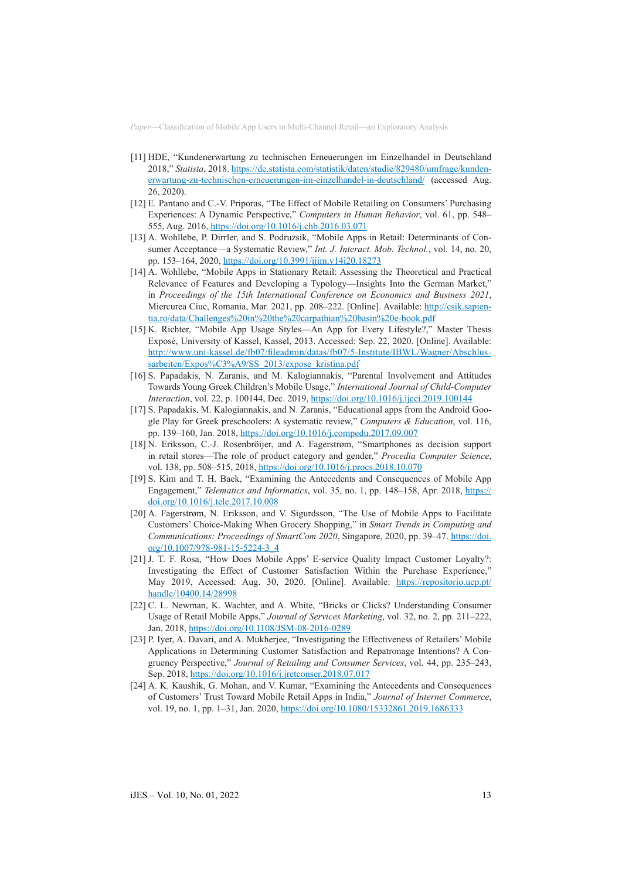[11] HDE, "Kundenerwartung zu technischen Erneuerungen im Einzelhandel in Deutschland 2018," *Statista*, 2018. https://de.statista.com/statistik/daten/studie/829480/umfrage/kundenerwartung-zu-technischen-erneuerungen-im-einzelhandel-in-deutschland/ (accessed Aug. 26, 2020).

[12] E. Pantano and C.-V. Priporas, "The Effect of Mobile Retailing on Consumers' Purchasing Experiences: A Dynamic Perspective," *Computers in Human Behavior*, vol. 61, pp. 548–555, Aug. 2016, https://doi.org/10.1016/j.chb.2016.03.071

[13] A. Wohllebe, P. Dirrler, and S. Podruzsik, "Mobile Apps in Retail: Determinants of Consumer Acceptance—a Systematic Review," *Int. J. Interact. Mob. Technol.*, vol. 14, no. 20, pp. 153–164, 2020, https://doi.org/10.3991/ijim.v14i20.18273

[14] A. Wohllebe, "Mobile Apps in Stationary Retail: Assessing the Theoretical and Practical Relevance of Features and Developing a Typology—Insights Into the German Market," in *Proceedings of the 15th International Conference on Economics and Business 2021*, Miercurea Ciuc, Romania, Mar. 2021, pp. 208–222. [Online]. Available: http://csik.sapientia.ro/data/Challenges%20in%20the%20carpathian%20basin%20e-book.pdf

[15] K. Richter, "Mobile App Usage Styles—An App for Every Lifestyle?," Master Thesis Exposé, University of Kassel, Kassel, 2013. Accessed: Sep. 22, 2020. [Online]. Available: http://www.uni-kassel.de/fb07/fileadmin/datas/fb07/5-Institute/IBWL/Wagner/Abschlussarbeiten/Expos%C3%A9/SS_2013/expose_kristina.pdf

[16] S. Papadakis, N. Zaranis, and M. Kalogiannakis, "Parental Involvement and Attitudes Towards Young Greek Children's Mobile Usage," *International Journal of Child-Computer Interaction*, vol. 22, p. 100144, Dec. 2019, https://doi.org/10.1016/j.ijcci.2019.100144

[17] S. Papadakis, M. Kalogiannakis, and N. Zaranis, "Educational apps from the Android Google Play for Greek preschoolers: A systematic review," *Computers & Education*, vol. 116, pp. 139–160, Jan. 2018, https://doi.org/10.1016/j.compedu.2017.09.007

[18] N. Eriksson, C.-J. Rosenbröijer, and A. Fagerstrøm, "Smartphones as decision support in retail stores—The role of product category and gender," *Procedia Computer Science*, vol. 138, pp. 508–515, 2018, https://doi.org/10.1016/j.procs.2018.10.070

[19] S. Kim and T. H. Baek, "Examining the Antecedents and Consequences of Mobile App Engagement," *Telematics and Informatics*, vol. 35, no. 1, pp. 148–158, Apr. 2018, https://doi.org/10.1016/j.tele.2017.10.008

[20] A. Fagerstrøm, N. Eriksson, and V. Sigurdsson, "The Use of Mobile Apps to Facilitate Customers' Choice-Making When Grocery Shopping," in *Smart Trends in Computing and Communications: Proceedings of SmartCom 2020*, Singapore, 2020, pp. 39–47. https://doi.org/10.1007/978-981-15-5224-3_4

[21] J. T. F. Rosa, "How Does Mobile Apps' E-service Quality Impact Customer Loyalty?: Investigating the Effect of Customer Satisfaction Within the Purchase Experience," May 2019, Accessed: Aug. 30, 2020. [Online]. Available: https://repositorio.ucp.pt/handle/10400.14/28998

[22] C. L. Newman, K. Wachter, and A. White, "Bricks or Clicks? Understanding Consumer Usage of Retail Mobile Apps," *Journal of Services Marketing*, vol. 32, no. 2, pp. 211–222, Jan. 2018, https://doi.org/10.1108/JSM-08-2016-0289

[23] P. Iyer, A. Davari, and A. Mukherjee, "Investigating the Effectiveness of Retailers' Mobile Applications in Determining Customer Satisfaction and Repatronage Intentions? A Congruency Perspective," *Journal of Retailing and Consumer Services*, vol. 44, pp. 235–243, Sep. 2018, https://doi.org/10.1016/j.jretconser.2018.07.017

[24] A. K. Kaushik, G. Mohan, and V. Kumar, "Examining the Antecedents and Consequences of Customers' Trust Toward Mobile Retail Apps in India," *Journal of Internet Commerce*, vol. 19, no. 1, pp. 1–31, Jan. 2020, https://doi.org/10.1080/15332861.2019.1686333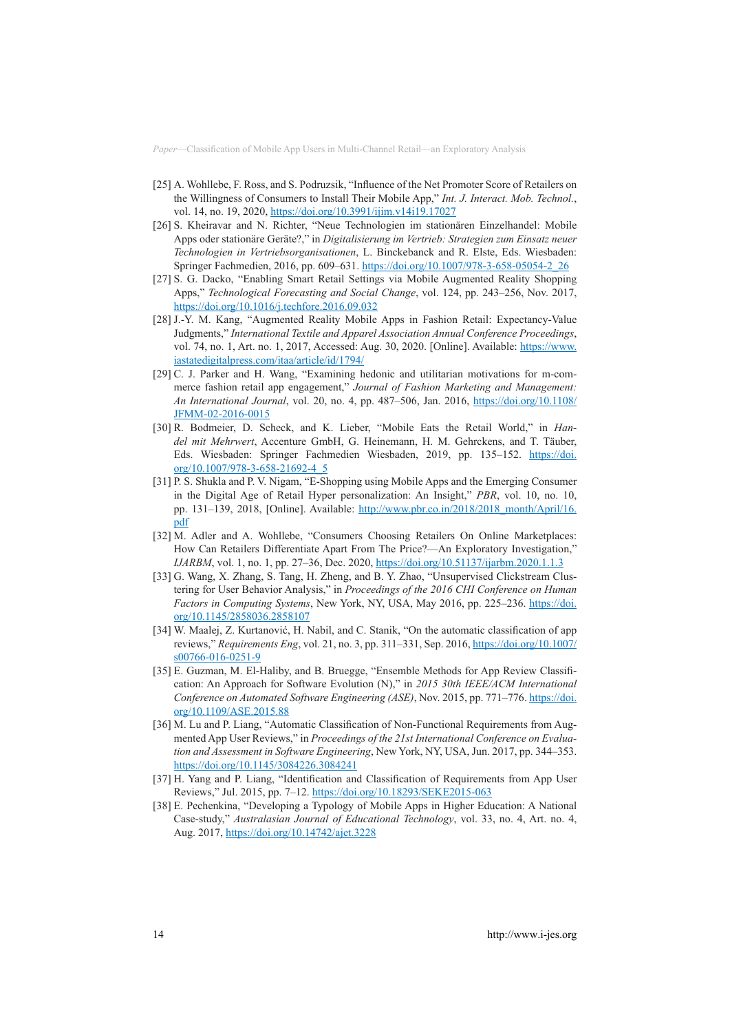[25] A. Wohllebe, F. Ross, and S. Podruzsik, "Influence of the Net Promoter Score of Retailers on the Willingness of Consumers to Install Their Mobile App," *Int. J. Interact. Mob. Technol.*, vol. 14, no. 19, 2020, https://doi.org/10.3991/ijim.v14i19.17027

[26] S. Kheiravar and N. Richter, "Neue Technologien im stationären Einzelhandel: Mobile Apps oder stationäre Geräte?," in *Digitalisierung im Vertrieb: Strategien zum Einsatz neuer Technologien in Vertriebsorganisationen*, L. Binckebanck and R. Elste, Eds. Wiesbaden: Springer Fachmedien, 2016, pp. 609–631. https://doi.org/10.1007/978-3-658-05054-2_26

[27] S. G. Dacko, "Enabling Smart Retail Settings via Mobile Augmented Reality Shopping Apps," *Technological Forecasting and Social Change*, vol. 124, pp. 243–256, Nov. 2017, https://doi.org/10.1016/j.techfore.2016.09.032

[28] J.-Y. M. Kang, "Augmented Reality Mobile Apps in Fashion Retail: Expectancy-Value Judgments," *International Textile and Apparel Association Annual Conference Proceedings*, vol. 74, no. 1, Art. no. 1, 2017, Accessed: Aug. 30, 2020. [Online]. Available: https://www.iastatedigitalpress.com/itaa/article/id/1794/

[29] C. J. Parker and H. Wang, "Examining hedonic and utilitarian motivations for m-commerce fashion retail app engagement," *Journal of Fashion Marketing and Management: An International Journal*, vol. 20, no. 4, pp. 487–506, Jan. 2016, https://doi.org/10.1108/JFMM-02-2016-0015

[30] R. Bodmeier, D. Scheck, and K. Lieber, "Mobile Eats the Retail World," in *Handel mit Mehrwert*, Accenture GmbH, G. Heinemann, H. M. Gehrckens, and T. Täuber, Eds. Wiesbaden: Springer Fachmedien Wiesbaden, 2019, pp. 135–152. https://doi.org/10.1007/978-3-658-21692-4_5

[31] P. S. Shukla and P. V. Nigam, "E-Shopping using Mobile Apps and the Emerging Consumer in the Digital Age of Retail Hyper personalization: An Insight," *PBR*, vol. 10, no. 10, pp. 131–139, 2018, [Online]. Available: http://www.pbr.co.in/2018/2018_month/April/16.pdf

[32] M. Adler and A. Wohllebe, "Consumers Choosing Retailers On Online Marketplaces: How Can Retailers Differentiate Apart From The Price?—An Exploratory Investigation," *IJARBM*, vol. 1, no. 1, pp. 27–36, Dec. 2020, https://doi.org/10.51137/ijarbm.2020.1.1.3

[33] G. Wang, X. Zhang, S. Tang, H. Zheng, and B. Y. Zhao, "Unsupervised Clickstream Clustering for User Behavior Analysis," in *Proceedings of the 2016 CHI Conference on Human Factors in Computing Systems*, New York, NY, USA, May 2016, pp. 225–236. https://doi.org/10.1145/2858036.2858107

[34] W. Maalej, Z. Kurtanović, H. Nabil, and C. Stanik, "On the automatic classification of app reviews," *Requirements Eng*, vol. 21, no. 3, pp. 311–331, Sep. 2016, https://doi.org/10.1007/s00766-016-0251-9

[35] E. Guzman, M. El-Haliby, and B. Bruegge, "Ensemble Methods for App Review Classification: An Approach for Software Evolution (N)," in *2015 30th IEEE/ACM International Conference on Automated Software Engineering (ASE)*, Nov. 2015, pp. 771–776. https://doi.org/10.1109/ASE.2015.88

[36] M. Lu and P. Liang, "Automatic Classification of Non-Functional Requirements from Augmented App User Reviews," in *Proceedings of the 21st International Conference on Evaluation and Assessment in Software Engineering*, New York, NY, USA, Jun. 2017, pp. 344–353. https://doi.org/10.1145/3084226.3084241

[37] H. Yang and P. Liang, "Identification and Classification of Requirements from App User Reviews," Jul. 2015, pp. 7–12. https://doi.org/10.18293/SEKE2015-063

[38] E. Pechenkina, "Developing a Typology of Mobile Apps in Higher Education: A National Case-study," *Australasian Journal of Educational Technology*, vol. 33, no. 4, Art. no. 4, Aug. 2017, https://doi.org/10.14742/ajet.3228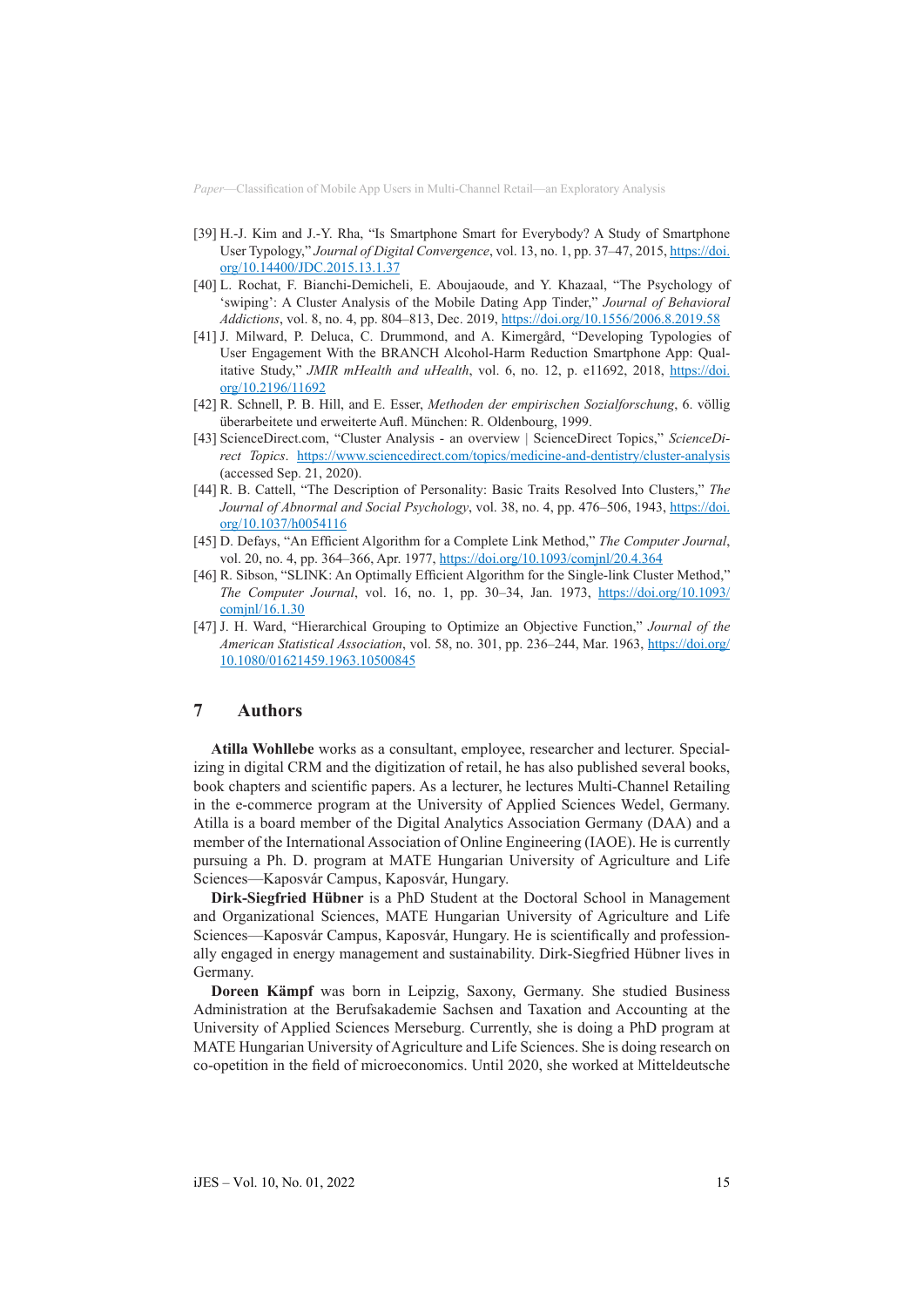[39] H.-J. Kim and J.-Y. Rha, "Is Smartphone Smart for Everybody? A Study of Smartphone User Typology," *Journal of Digital Convergence*, vol. 13, no. 1, pp. 37–47, 2015, https://doi.org/10.14400/JDC.2015.13.1.37

[40] L. Rochat, F. Bianchi-Demicheli, E. Aboujaoude, and Y. Khazaal, "The Psychology of 'swiping': A Cluster Analysis of the Mobile Dating App Tinder," *Journal of Behavioral Addictions*, vol. 8, no. 4, pp. 804–813, Dec. 2019, https://doi.org/10.1556/2006.8.2019.58

[41] J. Milward, P. Deluca, C. Drummond, and A. Kimergård, "Developing Typologies of User Engagement With the BRANCH Alcohol-Harm Reduction Smartphone App: Qualitative Study," *JMIR mHealth and uHealth*, vol. 6, no. 12, p. e11692, 2018, https://doi.org/10.2196/11692

[42] R. Schnell, P. B. Hill, and E. Esser, *Methoden der empirischen Sozialforschung*, 6. völlig überarbeitete und erweiterte Aufl. München: R. Oldenbourg, 1999.

[43] ScienceDirect.com, "Cluster Analysis - an overview | ScienceDirect Topics," *ScienceDirect Topics*. https://www.sciencedirect.com/topics/medicine-and-dentistry/cluster-analysis (accessed Sep. 21, 2020).

[44] R. B. Cattell, "The Description of Personality: Basic Traits Resolved Into Clusters," *The Journal of Abnormal and Social Psychology*, vol. 38, no. 4, pp. 476–506, 1943, https://doi.org/10.1037/h0054116

[45] D. Defays, "An Efficient Algorithm for a Complete Link Method," *The Computer Journal*, vol. 20, no. 4, pp. 364–366, Apr. 1977, https://doi.org/10.1093/comjnl/20.4.364

[46] R. Sibson, "SLINK: An Optimally Efficient Algorithm for the Single-link Cluster Method," *The Computer Journal*, vol. 16, no. 1, pp. 30–34, Jan. 1973, https://doi.org/10.1093/comjnl/16.1.30

[47] J. H. Ward, "Hierarchical Grouping to Optimize an Objective Function," *Journal of the American Statistical Association*, vol. 58, no. 301, pp. 236–244, Mar. 1963, https://doi.org/10.1080/01621459.1963.10500845

## 7 Authors

**Atilla Wohllebe** works as a consultant, employee, researcher and lecturer. Specializing in digital CRM and the digitization of retail, he has also published several books, book chapters and scientific papers. As a lecturer, he lectures Multi-Channel Retailing in the e-commerce program at the University of Applied Sciences Wedel, Germany. Atilla is a board member of the Digital Analytics Association Germany (DAA) and a member of the International Association of Online Engineering (IAOE). He is currently pursuing a Ph. D. program at MATE Hungarian University of Agriculture and Life Sciences—Kaposvár Campus, Kaposvár, Hungary.

**Dirk-Siegfried Hübner** is a PhD Student at the Doctoral School in Management and Organizational Sciences, MATE Hungarian University of Agriculture and Life Sciences—Kaposvár Campus, Kaposvár, Hungary. He is scientifically and professionally engaged in energy management and sustainability. Dirk-Siegfried Hübner lives in Germany.

**Doreen Kämpf** was born in Leipzig, Saxony, Germany. She studied Business Administration at the Berufsakademie Sachsen and Taxation and Accounting at the University of Applied Sciences Merseburg. Currently, she is doing a PhD program at MATE Hungarian University of Agriculture and Life Sciences. She is doing research on co-opetition in the field of microeconomics. Until 2020, she worked at Mitteldeutsche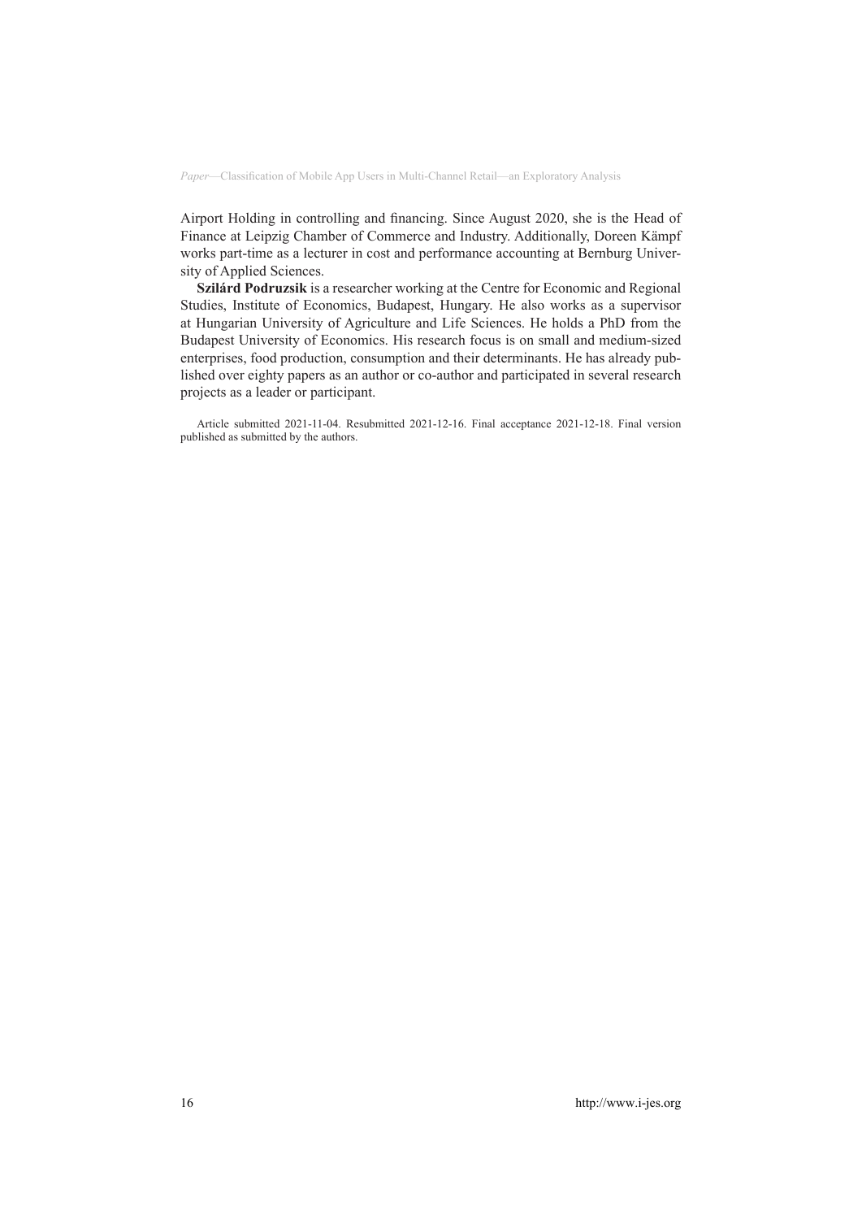Airport Holding in controlling and financing. Since August 2020, she is the Head of Finance at Leipzig Chamber of Commerce and Industry. Additionally, Doreen Kämpf works part-time as a lecturer in cost and performance accounting at Bernburg University of Applied Sciences.

**Szilárd Podruzsik** is a researcher working at the Centre for Economic and Regional Studies, Institute of Economics, Budapest, Hungary. He also works as a supervisor at Hungarian University of Agriculture and Life Sciences. He holds a PhD from the Budapest University of Economics. His research focus is on small and medium-sized enterprises, food production, consumption and their determinants. He has already published over eighty papers as an author or co-author and participated in several research projects as a leader or participant.

Article submitted 2021-11-04. Resubmitted 2021-12-16. Final acceptance 2021-12-18. Final version published as submitted by the authors.